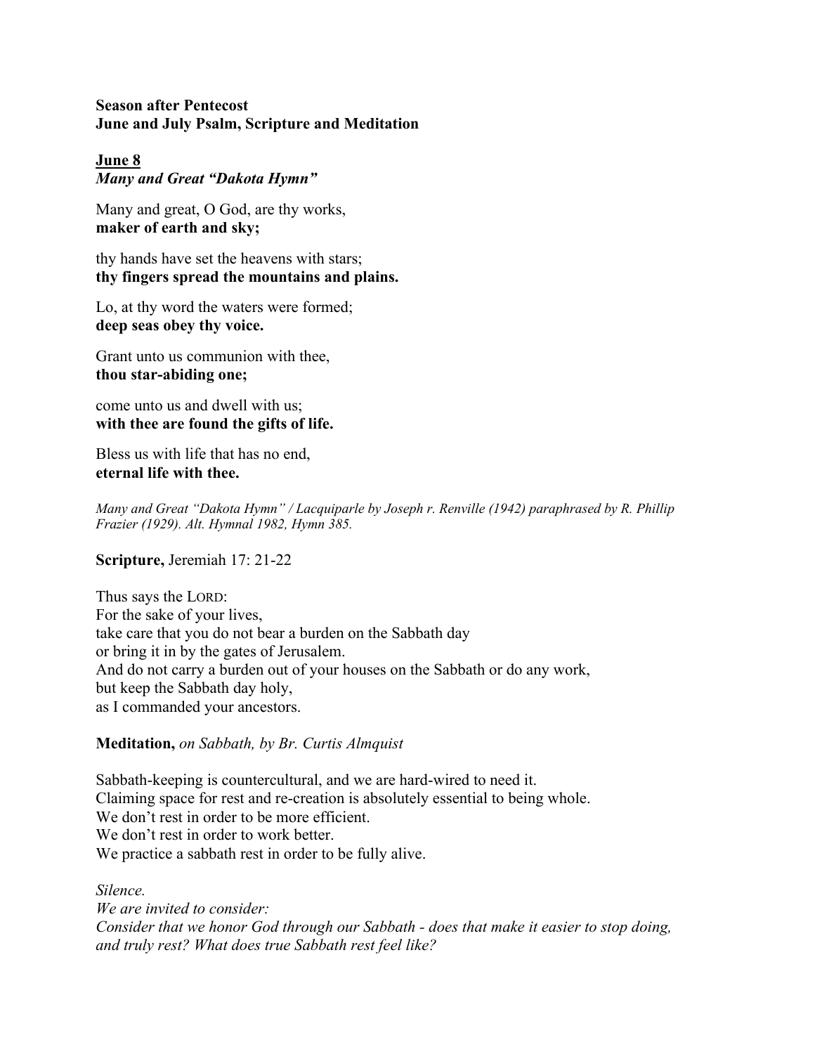**Season after Pentecost**
**June and July Psalm, Scripture and Meditation**

**June 8**
***Many and Great "Dakota Hymn"***

Many and great, O God, are thy works,
**maker of earth and sky;**

thy hands have set the heavens with stars;
**thy fingers spread the mountains and plains.**

Lo, at thy word the waters were formed;
**deep seas obey thy voice.**

Grant unto us communion with thee,
**thou star-abiding one;**

come unto us and dwell with us;
**with thee are found the gifts of life.**

Bless us with life that has no end,
**eternal life with thee.**

*Many and Great "Dakota Hymn" / Lacquiparle by Joseph r. Renville (1942) paraphrased by R. Phillip Frazier (1929). Alt. Hymnal 1982, Hymn 385.*

**Scripture,** Jeremiah 17: 21-22

Thus says the LORD:
For the sake of your lives,
take care that you do not bear a burden on the Sabbath day
or bring it in by the gates of Jerusalem.
And do not carry a burden out of your houses on the Sabbath or do any work,
but keep the Sabbath day holy,
as I commanded your ancestors.

**Meditation,** *on Sabbath, by Br. Curtis Almquist*

Sabbath-keeping is countercultural, and we are hard-wired to need it.
Claiming space for rest and re-creation is absolutely essential to being whole.
We don't rest in order to be more efficient.
We don't rest in order to work better.
We practice a sabbath rest in order to be fully alive.

*Silence.*
*We are invited to consider:*
*Consider that we honor God through our Sabbath - does that make it easier to stop doing, and truly rest? What does true Sabbath rest feel like?*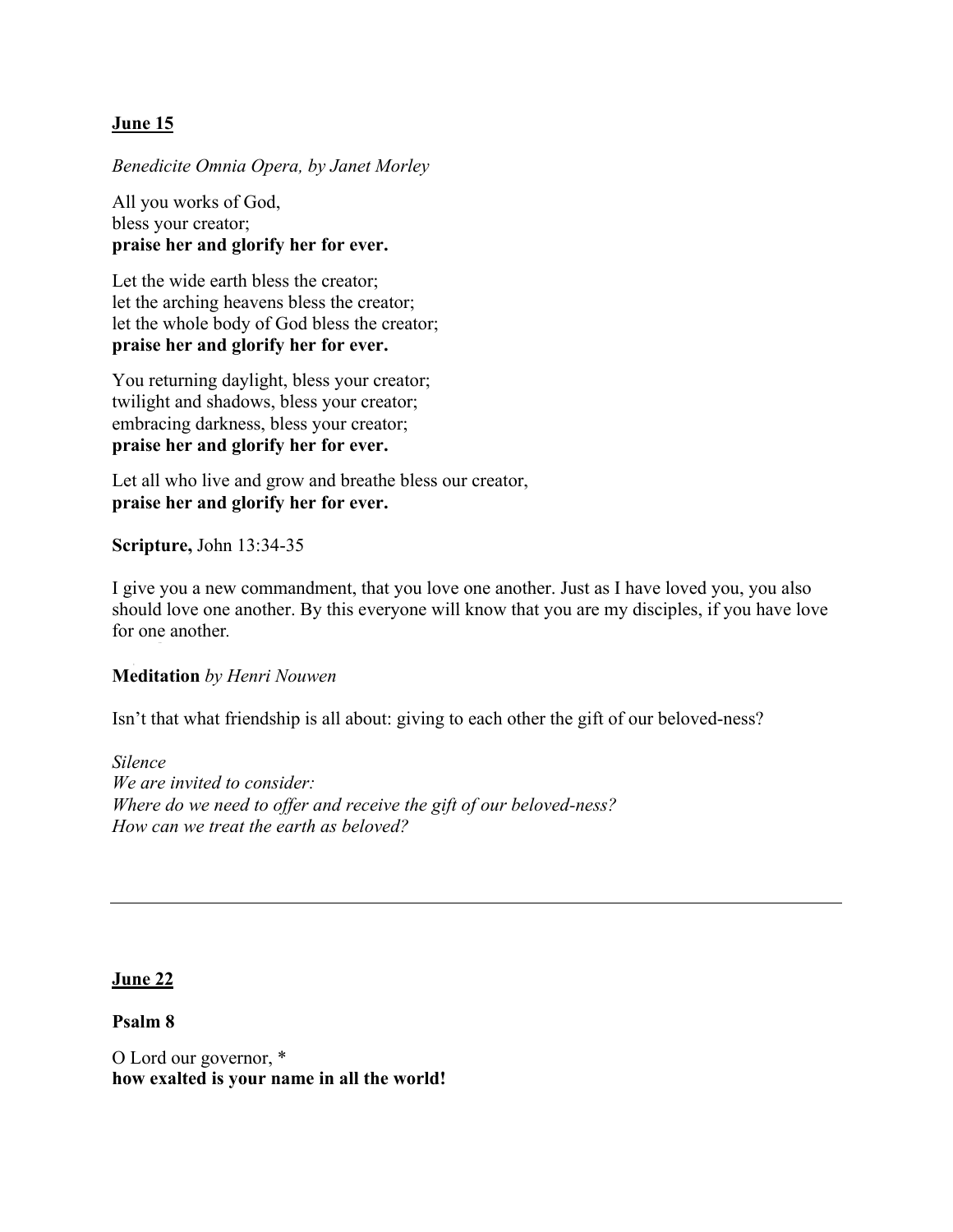## June 15

*Benedicite Omnia Opera, by Janet Morley*

All you works of God,
bless your creator;
**praise her and glorify her for ever.**

Let the wide earth bless the creator;
let the arching heavens bless the creator;
let the whole body of God bless the creator;
**praise her and glorify her for ever.**

You returning daylight, bless your creator;
twilight and shadows, bless your creator;
embracing darkness, bless your creator;
**praise her and glorify her for ever.**

Let all who live and grow and breathe bless our creator,
**praise her and glorify her for ever.**

**Scripture,** John 13:34-35

I give you a new commandment, that you love one another. Just as I have loved you, you also should love one another. By this everyone will know that you are my disciples, if you have love for one another.

**Meditation** *by Henri Nouwen*

Isn't that what friendship is all about: giving to each other the gift of our beloved-ness?

*Silence*
*We are invited to consider:*
*Where do we need to offer and receive the gift of our beloved-ness?*
*How can we treat the earth as beloved?*

---

## June 22

**Psalm 8**

O Lord our governor, *
**how exalted is your name in all the world!**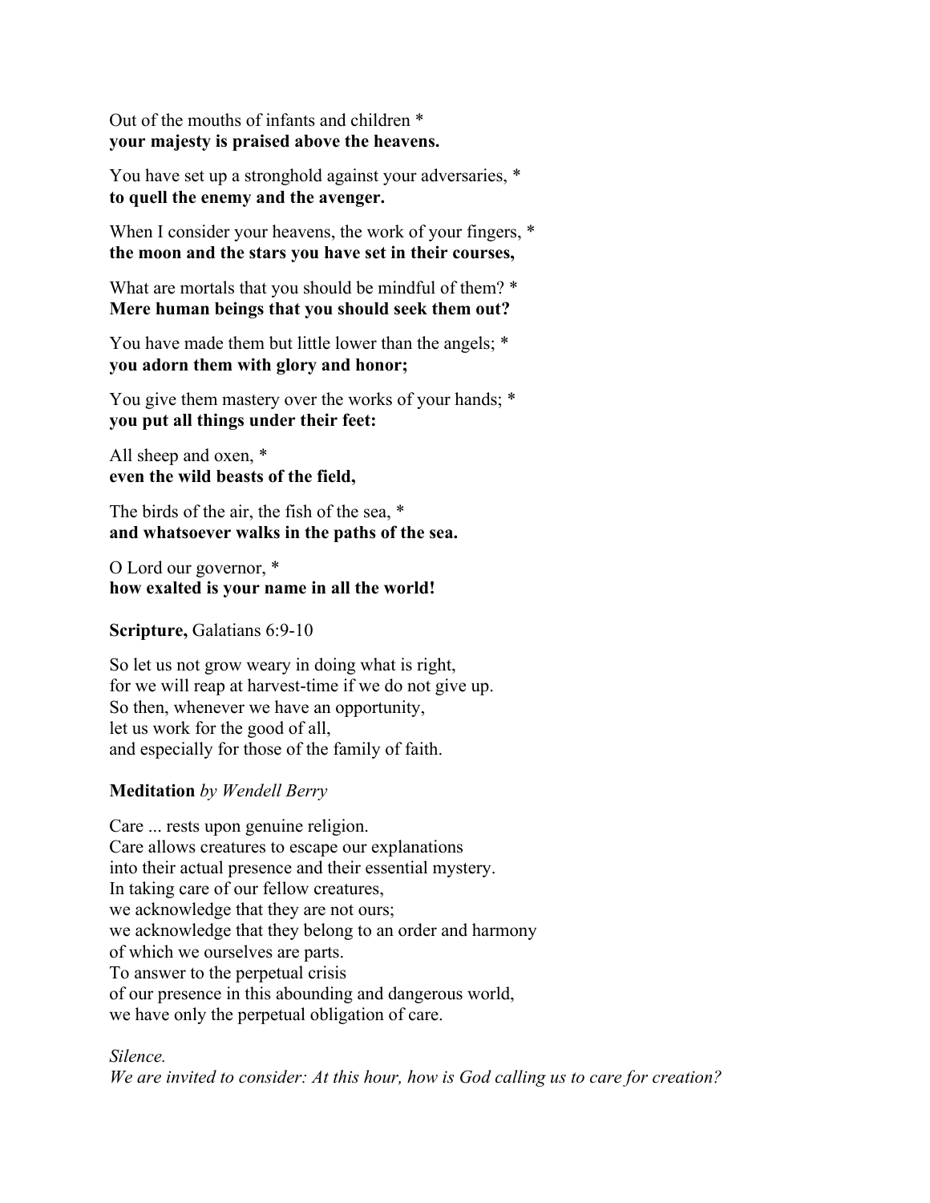Out of the mouths of infants and children *  
**your majesty is praised above the heavens.**

You have set up a stronghold against your adversaries, *  
**to quell the enemy and the avenger.**

When I consider your heavens, the work of your fingers, *  
**the moon and the stars you have set in their courses,**

What are mortals that you should be mindful of them? *  
**Mere human beings that you should seek them out?**

You have made them but little lower than the angels; *  
**you adorn them with glory and honor;**

You give them mastery over the works of your hands; *  
**you put all things under their feet:**

All sheep and oxen, *  
**even the wild beasts of the field,**

The birds of the air, the fish of the sea, *  
**and whatsoever walks in the paths of the sea.**

O Lord our governor, *  
**how exalted is your name in all the world!**

**Scripture,** Galatians 6:9-10

So let us not grow weary in doing what is right,  
for we will reap at harvest-time if we do not give up.  
So then, whenever we have an opportunity,  
let us work for the good of all,  
and especially for those of the family of faith.

**Meditation** *by Wendell Berry*

Care ... rests upon genuine religion.  
Care allows creatures to escape our explanations  
into their actual presence and their essential mystery.  
In taking care of our fellow creatures,  
we acknowledge that they are not ours;  
we acknowledge that they belong to an order and harmony  
of which we ourselves are parts.  
To answer to the perpetual crisis  
of our presence in this abounding and dangerous world,  
we have only the perpetual obligation of care.

*Silence.*  
*We are invited to consider: At this hour, how is God calling us to care for creation?*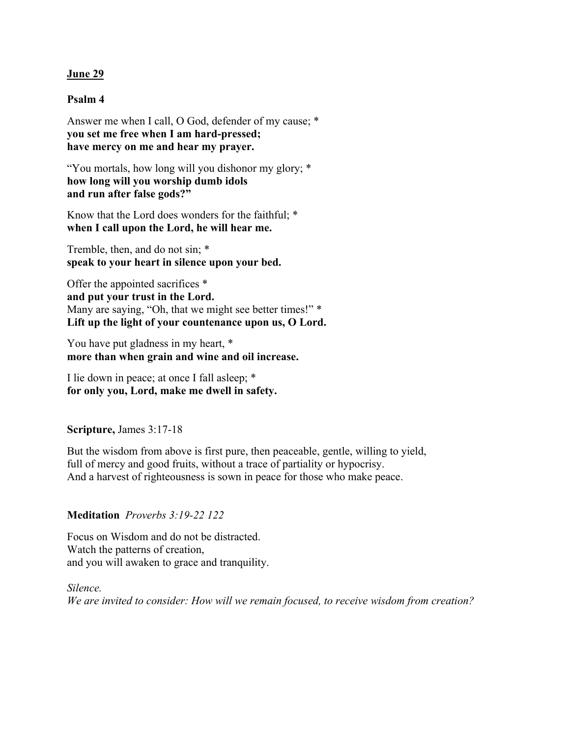**<u>June 29</u>**

**Psalm 4**

Answer me when I call, O God, defender of my cause; *
**you set me free when I am hard-pressed;**
**have mercy on me and hear my prayer.**

"You mortals, how long will you dishonor my glory; *
**how long will you worship dumb idols**
**and run after false gods?"**

Know that the Lord does wonders for the faithful; *
**when I call upon the Lord, he will hear me.**

Tremble, then, and do not sin; *
**speak to your heart in silence upon your bed.**

Offer the appointed sacrifices *
**and put your trust in the Lord.**
Many are saying, "Oh, that we might see better times!" *
**Lift up the light of your countenance upon us, O Lord.**

You have put gladness in my heart, *
**more than when grain and wine and oil increase.**

I lie down in peace; at once I fall asleep; *
**for only you, Lord, make me dwell in safety.**

**Scripture,** James 3:17-18

But the wisdom from above is first pure, then peaceable, gentle, willing to yield,
full of mercy and good fruits, without a trace of partiality or hypocrisy.
And a harvest of righteousness is sown in peace for those who make peace.

**Meditation** *Proverbs 3:19-22 122*

Focus on Wisdom and do not be distracted.
Watch the patterns of creation,
and you will awaken to grace and tranquility.

*Silence.*
*We are invited to consider: How will we remain focused, to receive wisdom from creation?*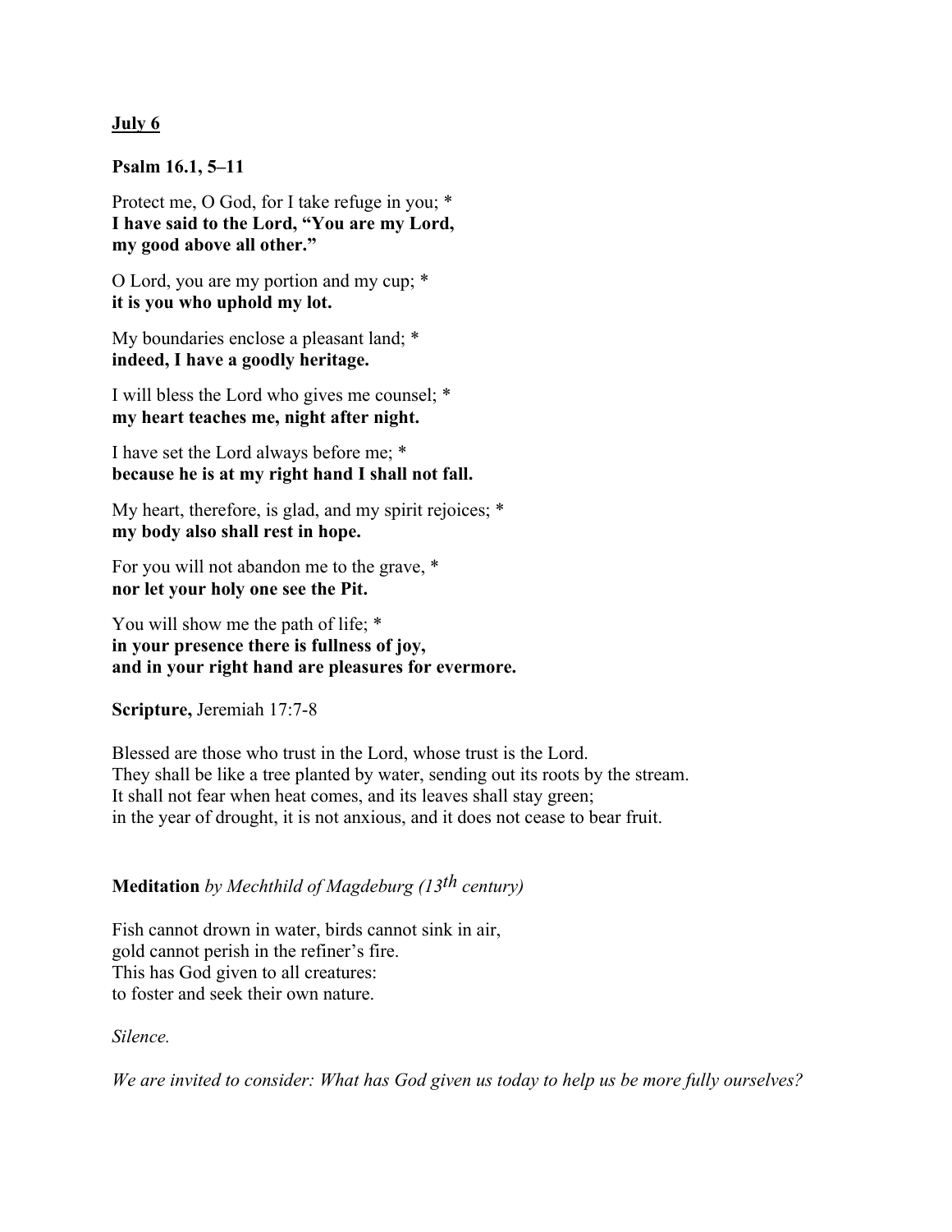**July 6**

**Psalm 16.1, 5–11**

Protect me, O God, for I take refuge in you; *  
**I have said to the Lord, "You are my Lord,**  
**my good above all other."**

O Lord, you are my portion and my cup; *  
**it is you who uphold my lot.**

My boundaries enclose a pleasant land; *  
**indeed, I have a goodly heritage.**

I will bless the Lord who gives me counsel; *  
**my heart teaches me, night after night.**

I have set the Lord always before me; *  
**because he is at my right hand I shall not fall.**

My heart, therefore, is glad, and my spirit rejoices; *  
**my body also shall rest in hope.**

For you will not abandon me to the grave, *  
**nor let your holy one see the Pit.**

You will show me the path of life; *  
**in your presence there is fullness of joy,**  
**and in your right hand are pleasures for evermore.**

**Scripture,** Jeremiah 17:7-8

Blessed are those who trust in the Lord, whose trust is the Lord.  
They shall be like a tree planted by water, sending out its roots by the stream.  
It shall not fear when heat comes, and its leaves shall stay green;  
in the year of drought, it is not anxious, and it does not cease to bear fruit.

**Meditation** *by Mechthild of Magdeburg (13th century)*

Fish cannot drown in water, birds cannot sink in air,  
gold cannot perish in the refiner's fire.  
This has God given to all creatures:  
to foster and seek their own nature.

*Silence.*

*We are invited to consider: What has God given us today to help us be more fully ourselves?*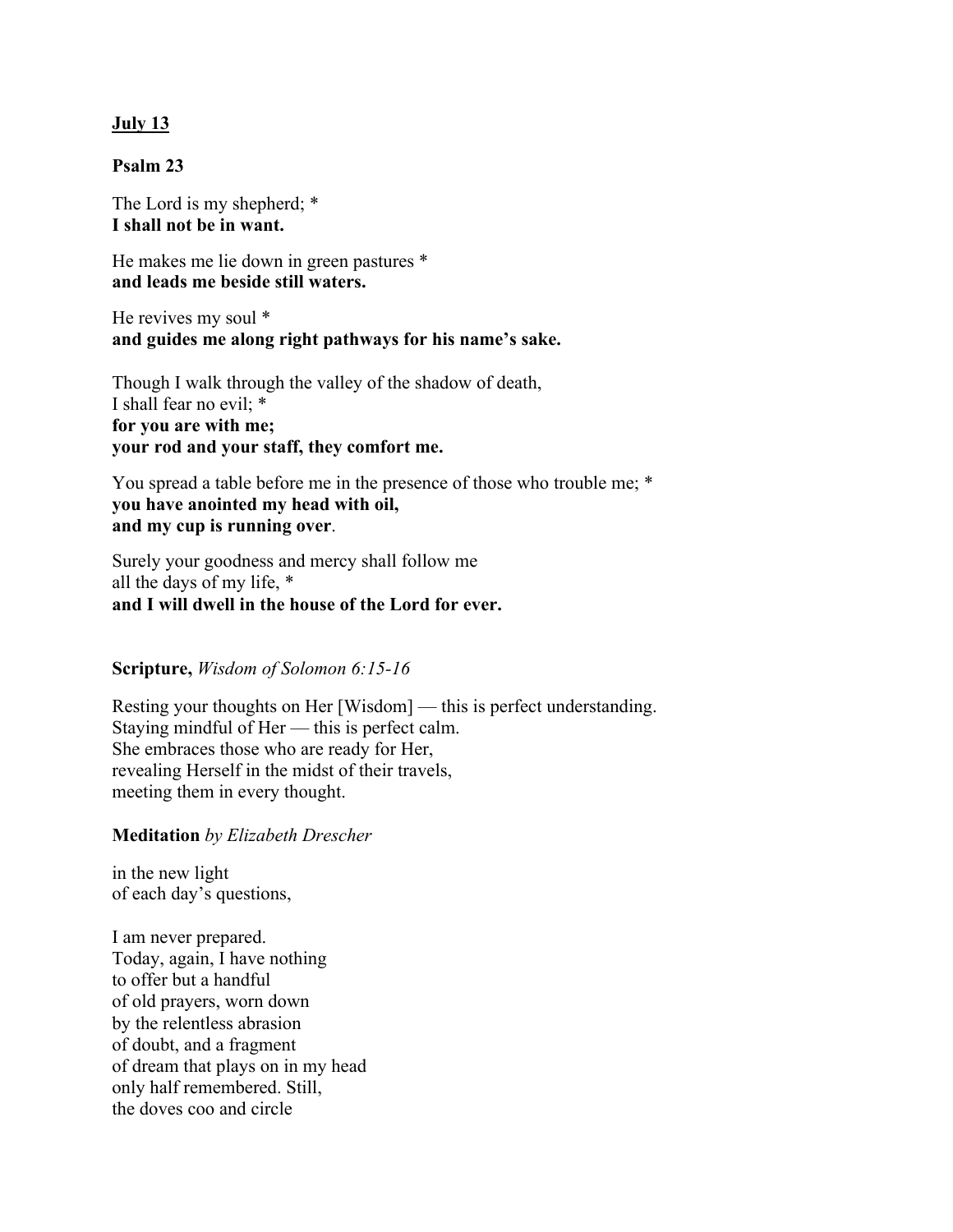**<u>July 13</u>**

**Psalm 23**

The Lord is my shepherd; *
**I shall not be in want.**

He makes me lie down in green pastures *
**and leads me beside still waters.**

He revives my soul *
**and guides me along right pathways for his name's sake.**

Though I walk through the valley of the shadow of death,
I shall fear no evil; *
**for you are with me;**
**your rod and your staff, they comfort me.**

You spread a table before me in the presence of those who trouble me; *
**you have anointed my head with oil,**
**and my cup is running over**.

Surely your goodness and mercy shall follow me
all the days of my life, *
**and I will dwell in the house of the Lord for ever.**

**Scripture,** *Wisdom of Solomon 6:15-16*

Resting your thoughts on Her [Wisdom] — this is perfect understanding.
Staying mindful of Her — this is perfect calm.
She embraces those who are ready for Her,
revealing Herself in the midst of their travels,
meeting them in every thought.

**Meditation** *by Elizabeth Drescher*

in the new light
of each day's questions,

I am never prepared.
Today, again, I have nothing
to offer but a handful
of old prayers, worn down
by the relentless abrasion
of doubt, and a fragment
of dream that plays on in my head
only half remembered. Still,
the doves coo and circle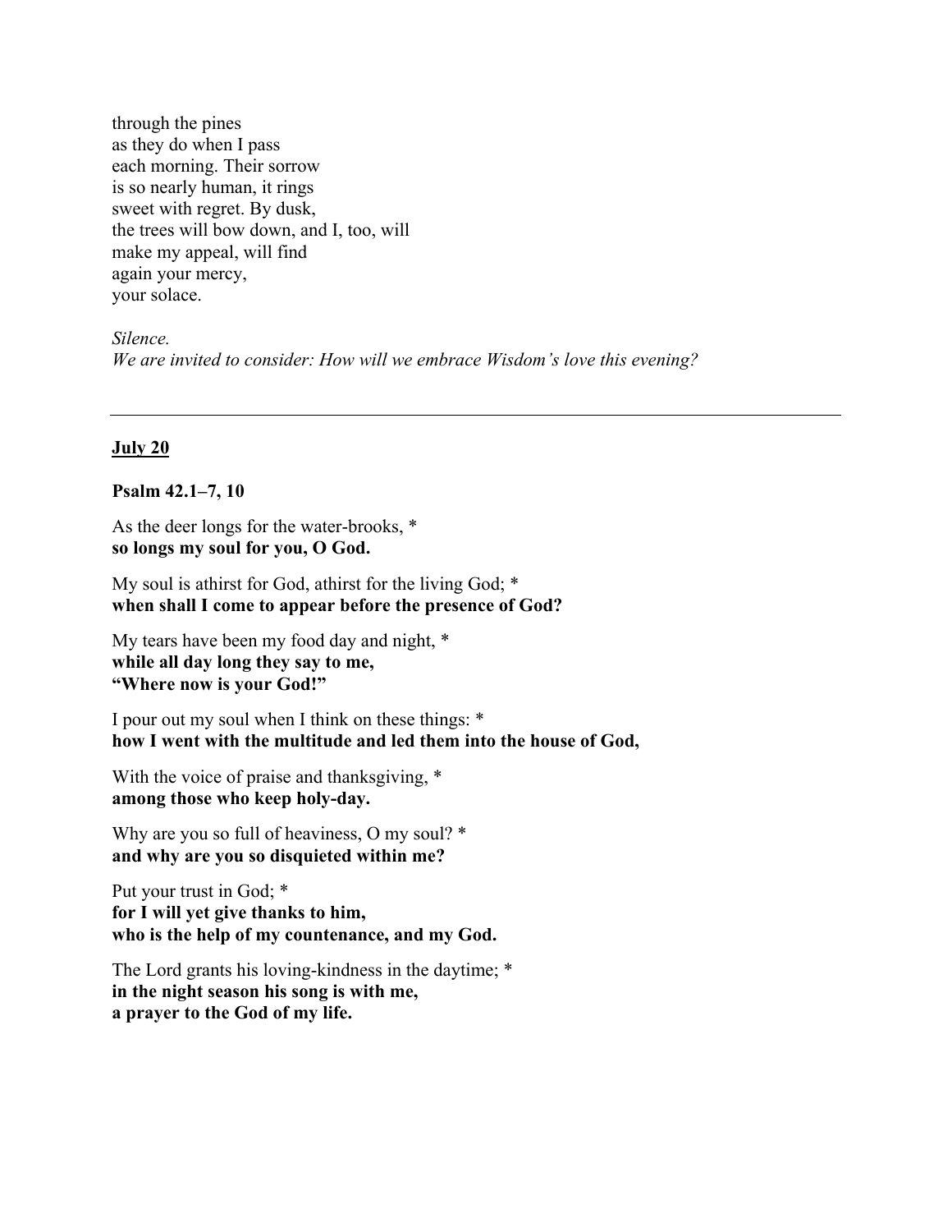through the pines
as they do when I pass
each morning. Their sorrow
is so nearly human, it rings
sweet with regret. By dusk,
the trees will bow down, and I, too, will
make my appeal, will find
again your mercy,
your solace.

*Silence.*
*We are invited to consider: How will we embrace Wisdom's love this evening?*

---

## <u>July 20</u>

**Psalm 42.1–7, 10**

As the deer longs for the water-brooks, *
**so longs my soul for you, O God.**

My soul is athirst for God, athirst for the living God; *
**when shall I come to appear before the presence of God?**

My tears have been my food day and night, *
**while all day long they say to me,**
**"Where now is your God!"**

I pour out my soul when I think on these things: *
**how I went with the multitude and led them into the house of God,**

With the voice of praise and thanksgiving, *
**among those who keep holy-day.**

Why are you so full of heaviness, O my soul? *
**and why are you so disquieted within me?**

Put your trust in God; *
**for I will yet give thanks to him,**
**who is the help of my countenance, and my God.**

The Lord grants his loving-kindness in the daytime; *
**in the night season his song is with me,**
**a prayer to the God of my life.**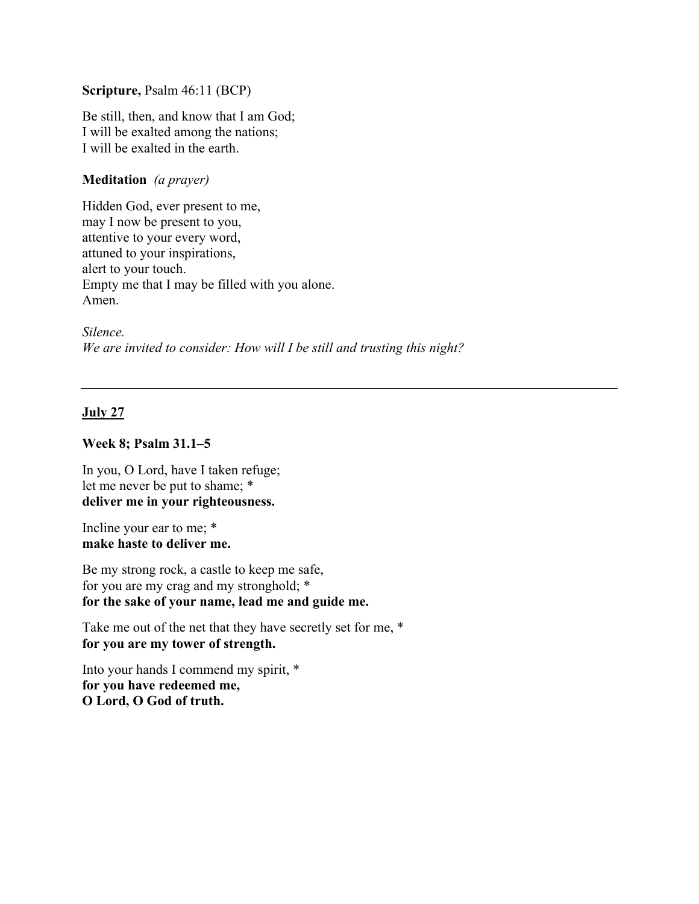**Scripture,** Psalm 46:11 (BCP)

Be still, then, and know that I am God;
I will be exalted among the nations;
I will be exalted in the earth.

**Meditation** *(a prayer)*

Hidden God, ever present to me,
may I now be present to you,
attentive to your every word,
attuned to your inspirations,
alert to your touch.
Empty me that I may be filled with you alone.
Amen.

*Silence.*
*We are invited to consider: How will I be still and trusting this night?*

---

## July 27

**Week 8; Psalm 31.1–5**

In you, O Lord, have I taken refuge;
let me never be put to shame; *
**deliver me in your righteousness.**

Incline your ear to me; *
**make haste to deliver me.**

Be my strong rock, a castle to keep me safe,
for you are my crag and my stronghold; *
**for the sake of your name, lead me and guide me.**

Take me out of the net that they have secretly set for me, *
**for you are my tower of strength.**

Into your hands I commend my spirit, *
**for you have redeemed me,**
**O Lord, O God of truth.**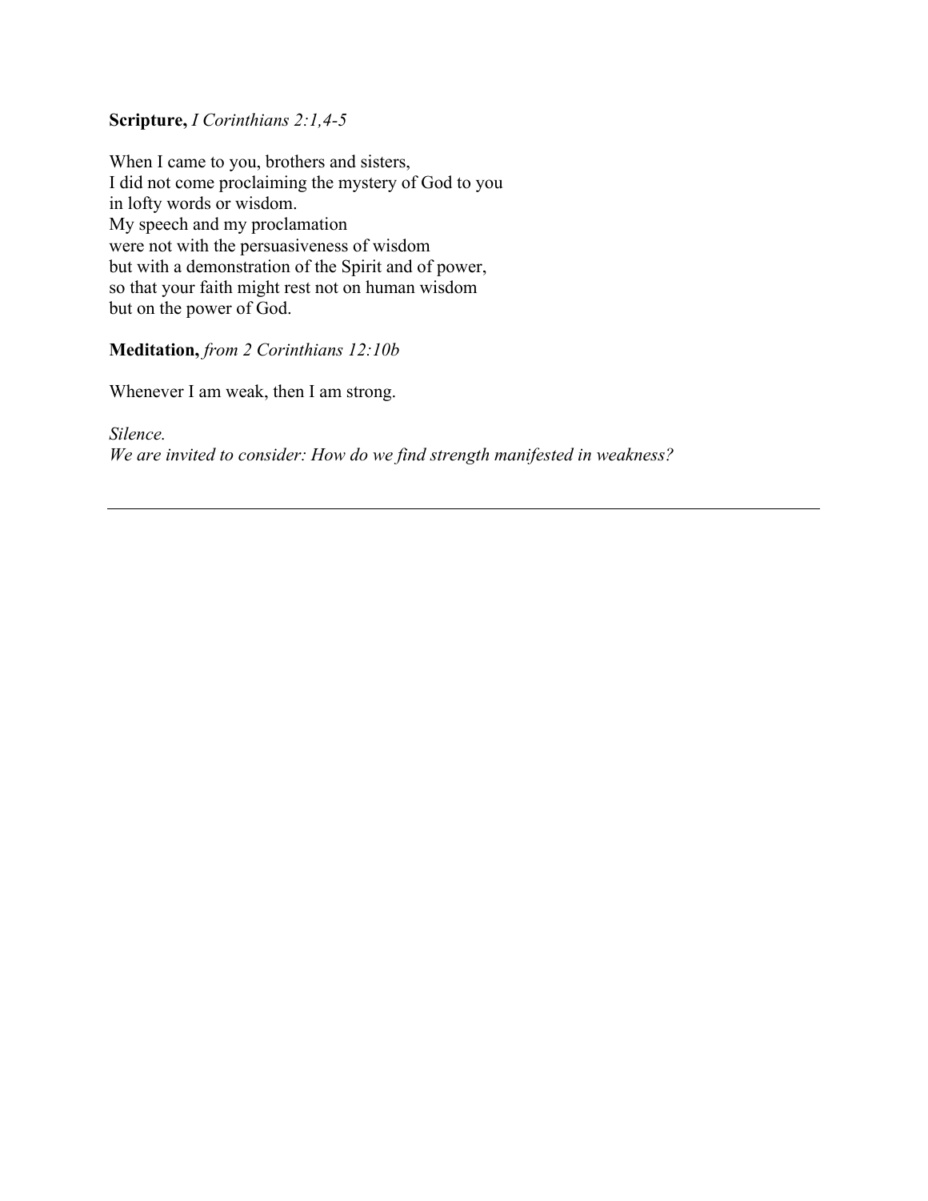**Scripture,** *I Corinthians 2:1,4-5*

When I came to you, brothers and sisters,
I did not come proclaiming the mystery of God to you
in lofty words or wisdom.
My speech and my proclamation
were not with the persuasiveness of wisdom
but with a demonstration of the Spirit and of power,
so that your faith might rest not on human wisdom
but on the power of God.

**Meditation,** *from 2 Corinthians 12:10b*

Whenever I am weak, then I am strong.

*Silence.*
*We are invited to consider: How do we find strength manifested in weakness?*

---